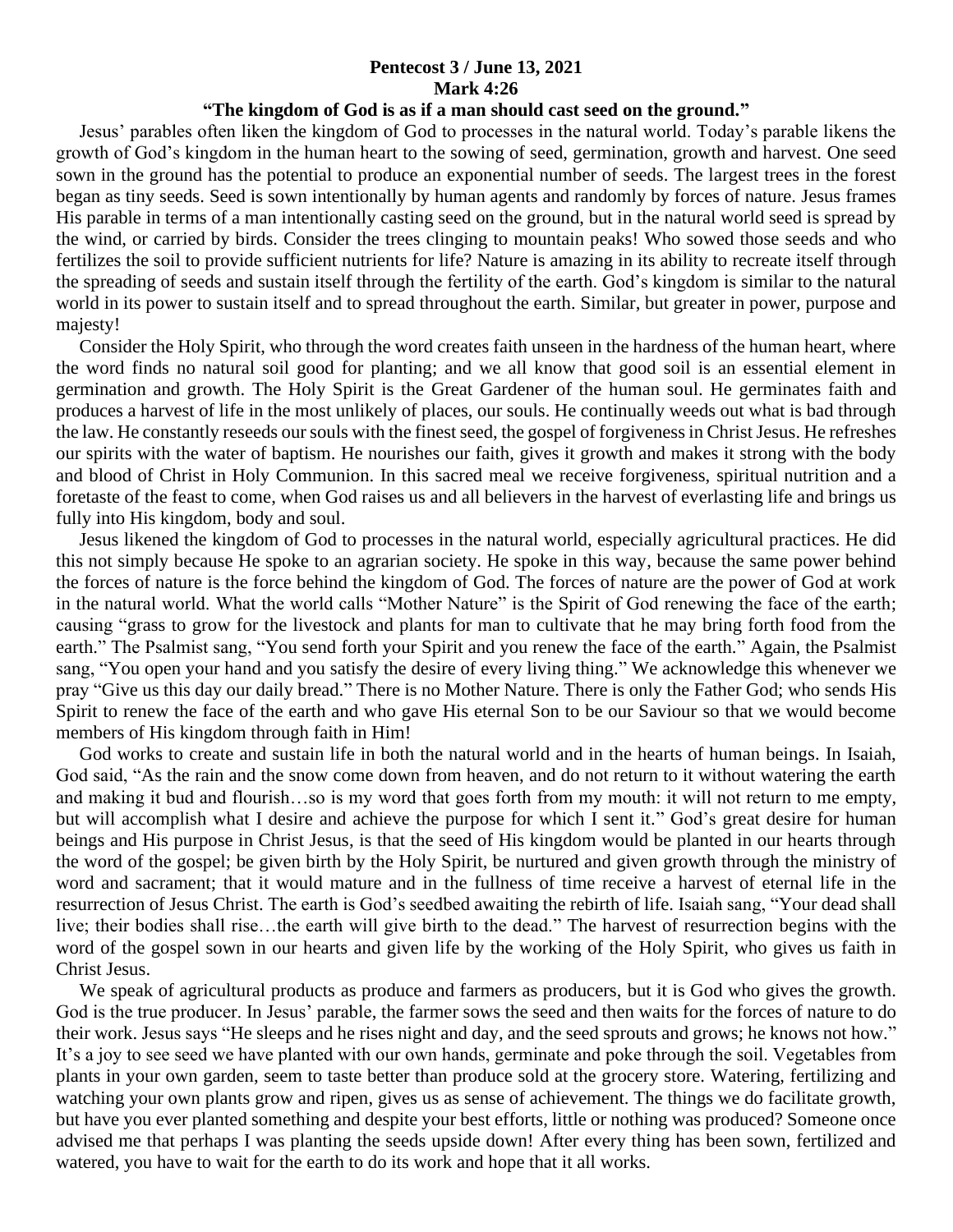**Pentecost 3 / June 13, 2021**
**Mark 4:26**
**"The kingdom of God is as if a man should cast seed on the ground."**

Jesus' parables often liken the kingdom of God to processes in the natural world. Today's parable likens the growth of God's kingdom in the human heart to the sowing of seed, germination, growth and harvest. One seed sown in the ground has the potential to produce an exponential number of seeds. The largest trees in the forest began as tiny seeds. Seed is sown intentionally by human agents and randomly by forces of nature. Jesus frames His parable in terms of a man intentionally casting seed on the ground, but in the natural world seed is spread by the wind, or carried by birds. Consider the trees clinging to mountain peaks! Who sowed those seeds and who fertilizes the soil to provide sufficient nutrients for life? Nature is amazing in its ability to recreate itself through the spreading of seeds and sustain itself through the fertility of the earth. God's kingdom is similar to the natural world in its power to sustain itself and to spread throughout the earth. Similar, but greater in power, purpose and majesty!

Consider the Holy Spirit, who through the word creates faith unseen in the hardness of the human heart, where the word finds no natural soil good for planting; and we all know that good soil is an essential element in germination and growth. The Holy Spirit is the Great Gardener of the human soul. He germinates faith and produces a harvest of life in the most unlikely of places, our souls. He continually weeds out what is bad through the law. He constantly reseeds our souls with the finest seed, the gospel of forgiveness in Christ Jesus. He refreshes our spirits with the water of baptism. He nourishes our faith, gives it growth and makes it strong with the body and blood of Christ in Holy Communion. In this sacred meal we receive forgiveness, spiritual nutrition and a foretaste of the feast to come, when God raises us and all believers in the harvest of everlasting life and brings us fully into His kingdom, body and soul.

Jesus likened the kingdom of God to processes in the natural world, especially agricultural practices. He did this not simply because He spoke to an agrarian society. He spoke in this way, because the same power behind the forces of nature is the force behind the kingdom of God. The forces of nature are the power of God at work in the natural world. What the world calls "Mother Nature" is the Spirit of God renewing the face of the earth; causing "grass to grow for the livestock and plants for man to cultivate that he may bring forth food from the earth." The Psalmist sang, "You send forth your Spirit and you renew the face of the earth." Again, the Psalmist sang, "You open your hand and you satisfy the desire of every living thing." We acknowledge this whenever we pray "Give us this day our daily bread." There is no Mother Nature. There is only the Father God; who sends His Spirit to renew the face of the earth and who gave His eternal Son to be our Saviour so that we would become members of His kingdom through faith in Him!

God works to create and sustain life in both the natural world and in the hearts of human beings. In Isaiah, God said, "As the rain and the snow come down from heaven, and do not return to it without watering the earth and making it bud and flourish…so is my word that goes forth from my mouth: it will not return to me empty, but will accomplish what I desire and achieve the purpose for which I sent it." God's great desire for human beings and His purpose in Christ Jesus, is that the seed of His kingdom would be planted in our hearts through the word of the gospel; be given birth by the Holy Spirit, be nurtured and given growth through the ministry of word and sacrament; that it would mature and in the fullness of time receive a harvest of eternal life in the resurrection of Jesus Christ. The earth is God's seedbed awaiting the rebirth of life. Isaiah sang, "Your dead shall live; their bodies shall rise…the earth will give birth to the dead." The harvest of resurrection begins with the word of the gospel sown in our hearts and given life by the working of the Holy Spirit, who gives us faith in Christ Jesus.

We speak of agricultural products as produce and farmers as producers, but it is God who gives the growth. God is the true producer. In Jesus' parable, the farmer sows the seed and then waits for the forces of nature to do their work. Jesus says "He sleeps and he rises night and day, and the seed sprouts and grows; he knows not how." It's a joy to see seed we have planted with our own hands, germinate and poke through the soil. Vegetables from plants in your own garden, seem to taste better than produce sold at the grocery store. Watering, fertilizing and watching your own plants grow and ripen, gives us as sense of achievement. The things we do facilitate growth, but have you ever planted something and despite your best efforts, little or nothing was produced? Someone once advised me that perhaps I was planting the seeds upside down! After every thing has been sown, fertilized and watered, you have to wait for the earth to do its work and hope that it all works.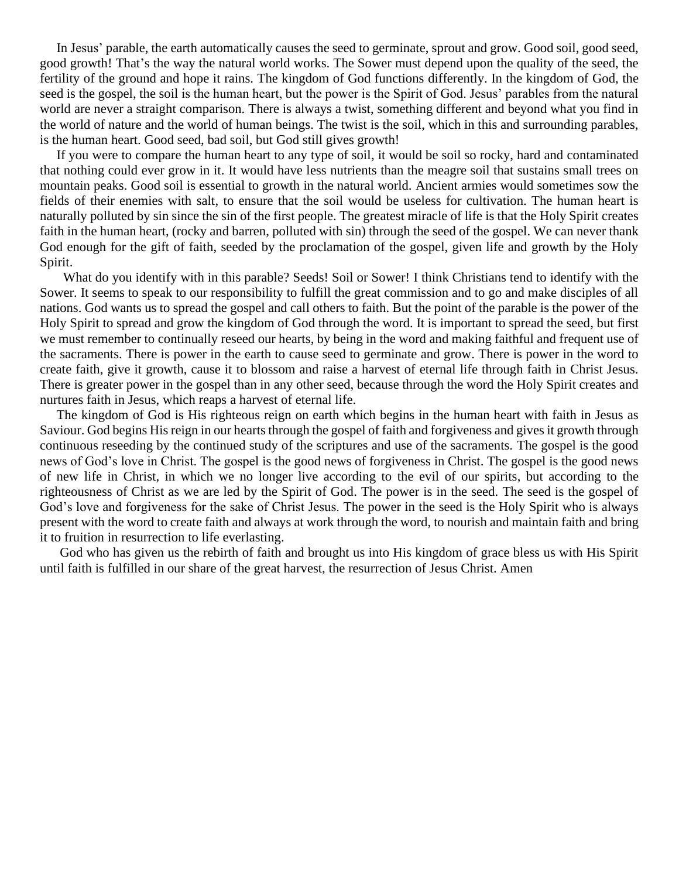In Jesus' parable, the earth automatically causes the seed to germinate, sprout and grow. Good soil, good seed, good growth! That's the way the natural world works. The Sower must depend upon the quality of the seed, the fertility of the ground and hope it rains. The kingdom of God functions differently. In the kingdom of God, the seed is the gospel, the soil is the human heart, but the power is the Spirit of God. Jesus' parables from the natural world are never a straight comparison. There is always a twist, something different and beyond what you find in the world of nature and the world of human beings. The twist is the soil, which in this and surrounding parables, is the human heart. Good seed, bad soil, but God still gives growth!

If you were to compare the human heart to any type of soil, it would be soil so rocky, hard and contaminated that nothing could ever grow in it. It would have less nutrients than the meagre soil that sustains small trees on mountain peaks. Good soil is essential to growth in the natural world. Ancient armies would sometimes sow the fields of their enemies with salt, to ensure that the soil would be useless for cultivation. The human heart is naturally polluted by sin since the sin of the first people. The greatest miracle of life is that the Holy Spirit creates faith in the human heart, (rocky and barren, polluted with sin) through the seed of the gospel. We can never thank God enough for the gift of faith, seeded by the proclamation of the gospel, given life and growth by the Holy Spirit.

What do you identify with in this parable? Seeds! Soil or Sower! I think Christians tend to identify with the Sower. It seems to speak to our responsibility to fulfill the great commission and to go and make disciples of all nations. God wants us to spread the gospel and call others to faith. But the point of the parable is the power of the Holy Spirit to spread and grow the kingdom of God through the word. It is important to spread the seed, but first we must remember to continually reseed our hearts, by being in the word and making faithful and frequent use of the sacraments. There is power in the earth to cause seed to germinate and grow. There is power in the word to create faith, give it growth, cause it to blossom and raise a harvest of eternal life through faith in Christ Jesus. There is greater power in the gospel than in any other seed, because through the word the Holy Spirit creates and nurtures faith in Jesus, which reaps a harvest of eternal life.

The kingdom of God is His righteous reign on earth which begins in the human heart with faith in Jesus as Saviour. God begins His reign in our hearts through the gospel of faith and forgiveness and gives it growth through continuous reseeding by the continued study of the scriptures and use of the sacraments. The gospel is the good news of God's love in Christ. The gospel is the good news of forgiveness in Christ. The gospel is the good news of new life in Christ, in which we no longer live according to the evil of our spirits, but according to the righteousness of Christ as we are led by the Spirit of God. The power is in the seed. The seed is the gospel of God's love and forgiveness for the sake of Christ Jesus. The power in the seed is the Holy Spirit who is always present with the word to create faith and always at work through the word, to nourish and maintain faith and bring it to fruition in resurrection to life everlasting.

God who has given us the rebirth of faith and brought us into His kingdom of grace bless us with His Spirit until faith is fulfilled in our share of the great harvest, the resurrection of Jesus Christ. Amen